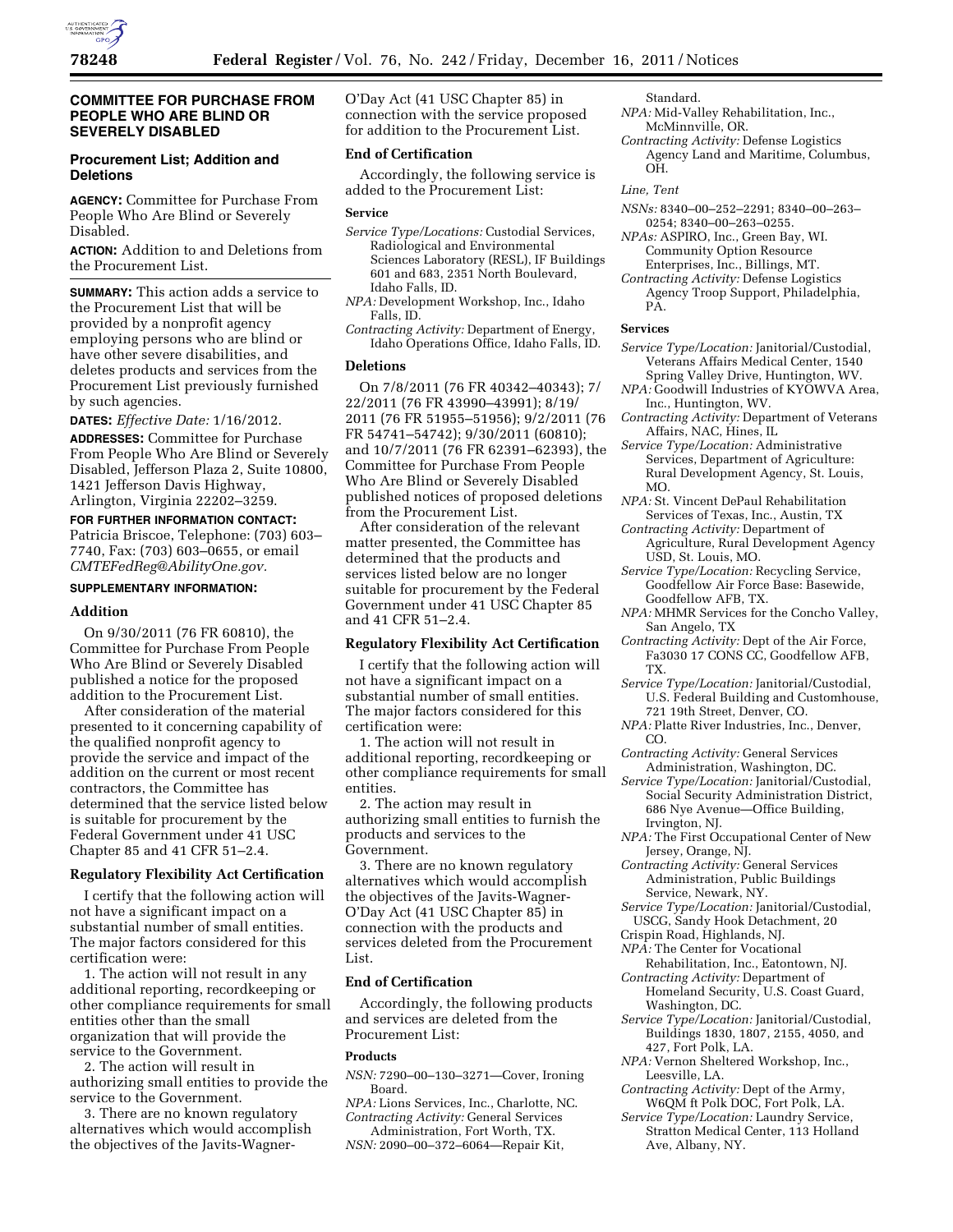## COMMITTEE FOR PURCHASE FROM PEOPLE WHO ARE BLIND OR SEVERELY DISABLED

### Procurement List; Addition and Deletions

**AGENCY:** Committee for Purchase From People Who Are Blind or Severely Disabled.

**ACTION:** Addition to and Deletions from the Procurement List.

**SUMMARY:** This action adds a service to the Procurement List that will be provided by a nonprofit agency employing persons who are blind or have other severe disabilities, and deletes products and services from the Procurement List previously furnished by such agencies.

**DATES:** *Effective Date:* 1/16/2012.

**ADDRESSES:** Committee for Purchase From People Who Are Blind or Severely Disabled, Jefferson Plaza 2, Suite 10800, 1421 Jefferson Davis Highway, Arlington, Virginia 22202–3259.

**FOR FURTHER INFORMATION CONTACT:** Patricia Briscoe, Telephone: (703) 603–7740, Fax: (703) 603–0655, or email *CMTEFedReg@AbilityOne.gov.*

**SUPPLEMENTARY INFORMATION:**

#### Addition

On 9/30/2011 (76 FR 60810), the Committee for Purchase From People Who Are Blind or Severely Disabled published a notice for the proposed addition to the Procurement List.

After consideration of the material presented to it concerning capability of the qualified nonprofit agency to provide the service and impact of the addition on the current or most recent contractors, the Committee has determined that the service listed below is suitable for procurement by the Federal Government under 41 USC Chapter 85 and 41 CFR 51–2.4.

#### Regulatory Flexibility Act Certification

I certify that the following action will not have a significant impact on a substantial number of small entities. The major factors considered for this certification were:

1. The action will not result in any additional reporting, recordkeeping or other compliance requirements for small entities other than the small organization that will provide the service to the Government.

2. The action will result in authorizing small entities to provide the service to the Government.

3. There are no known regulatory alternatives which would accomplish the objectives of the Javits-Wagner-O'Day Act (41 USC Chapter 85) in connection with the service proposed for addition to the Procurement List.

#### End of Certification

Accordingly, the following service is added to the Procurement List:

#### Service

*Service Type/Locations:* Custodial Services, Radiological and Environmental Sciences Laboratory (RESL), IF Buildings 601 and 683, 2351 North Boulevard, Idaho Falls, ID.
*NPA:* Development Workshop, Inc., Idaho Falls, ID.
*Contracting Activity:* Department of Energy, Idaho Operations Office, Idaho Falls, ID.

#### Deletions

On 7/8/2011 (76 FR 40342–40343); 7/22/2011 (76 FR 43990–43991); 8/19/2011 (76 FR 51955–51956); 9/2/2011 (76 FR 54741–54742); 9/30/2011 (60810); and 10/7/2011 (76 FR 62391–62393), the Committee for Purchase From People Who Are Blind or Severely Disabled published notices of proposed deletions from the Procurement List.

After consideration of the relevant matter presented, the Committee has determined that the products and services listed below are no longer suitable for procurement by the Federal Government under 41 USC Chapter 85 and 41 CFR 51–2.4.

#### Regulatory Flexibility Act Certification

I certify that the following action will not have a significant impact on a substantial number of small entities. The major factors considered for this certification were:

1. The action will not result in additional reporting, recordkeeping or other compliance requirements for small entities.

2. The action may result in authorizing small entities to furnish the products and services to the Government.

3. There are no known regulatory alternatives which would accomplish the objectives of the Javits-Wagner-O'Day Act (41 USC Chapter 85) in connection with the products and services deleted from the Procurement List.

#### End of Certification

Accordingly, the following products and services are deleted from the Procurement List:

#### Products

*NSN:* 7290–00–130–3271—Cover, Ironing Board.
*NPA:* Lions Services, Inc., Charlotte, NC.
*Contracting Activity:* General Services Administration, Fort Worth, TX.
*NSN:* 2090–00–372–6064—Repair Kit, Standard.
*NPA:* Mid-Valley Rehabilitation, Inc., McMinnville, OR.
*Contracting Activity:* Defense Logistics Agency Land and Maritime, Columbus, OH.

*Line, Tent*

*NSNs:* 8340–00–252–2291; 8340–00–263–0254; 8340–00–263–0255.
*NPAs:* ASPIRO, Inc., Green Bay, WI. Community Option Resource Enterprises, Inc., Billings, MT.
*Contracting Activity:* Defense Logistics Agency Troop Support, Philadelphia, PA.

#### Services

*Service Type/Location:* Janitorial/Custodial, Veterans Affairs Medical Center, 1540 Spring Valley Drive, Huntington, WV.
*NPA:* Goodwill Industries of KYOWVA Area, Inc., Huntington, WV.
*Contracting Activity:* Department of Veterans Affairs, NAC, Hines, IL
*Service Type/Location:* Administrative Services, Department of Agriculture: Rural Development Agency, St. Louis, MO.
*NPA:* St. Vincent DePaul Rehabilitation Services of Texas, Inc., Austin, TX
*Contracting Activity:* Department of Agriculture, Rural Development Agency USD, St. Louis, MO.
*Service Type/Location:* Recycling Service, Goodfellow Air Force Base: Basewide, Goodfellow AFB, TX.
*NPA:* MHMR Services for the Concho Valley, San Angelo, TX
*Contracting Activity:* Dept of the Air Force, Fa3030 17 CONS CC, Goodfellow AFB, TX.
*Service Type/Location:* Janitorial/Custodial, U.S. Federal Building and Customhouse, 721 19th Street, Denver, CO.
*NPA:* Platte River Industries, Inc., Denver, CO.
*Contracting Activity:* General Services Administration, Washington, DC.
*Service Type/Location:* Janitorial/Custodial, Social Security Administration District, 686 Nye Avenue—Office Building, Irvington, NJ.
*NPA:* The First Occupational Center of New Jersey, Orange, NJ.
*Contracting Activity:* General Services Administration, Public Buildings Service, Newark, NY.
*Service Type/Location:* Janitorial/Custodial, USCG, Sandy Hook Detachment, 20 Crispin Road, Highlands, NJ.
*NPA:* The Center for Vocational Rehabilitation, Inc., Eatontown, NJ.
*Contracting Activity:* Department of Homeland Security, U.S. Coast Guard, Washington, DC.
*Service Type/Location:* Janitorial/Custodial, Buildings 1830, 1807, 2155, 4050, and 427, Fort Polk, LA.
*NPA:* Vernon Sheltered Workshop, Inc., Leesville, LA.
*Contracting Activity:* Dept of the Army, W6QM ft Polk DOC, Fort Polk, LA.
*Service Type/Location:* Laundry Service, Stratton Medical Center, 113 Holland Ave, Albany, NY.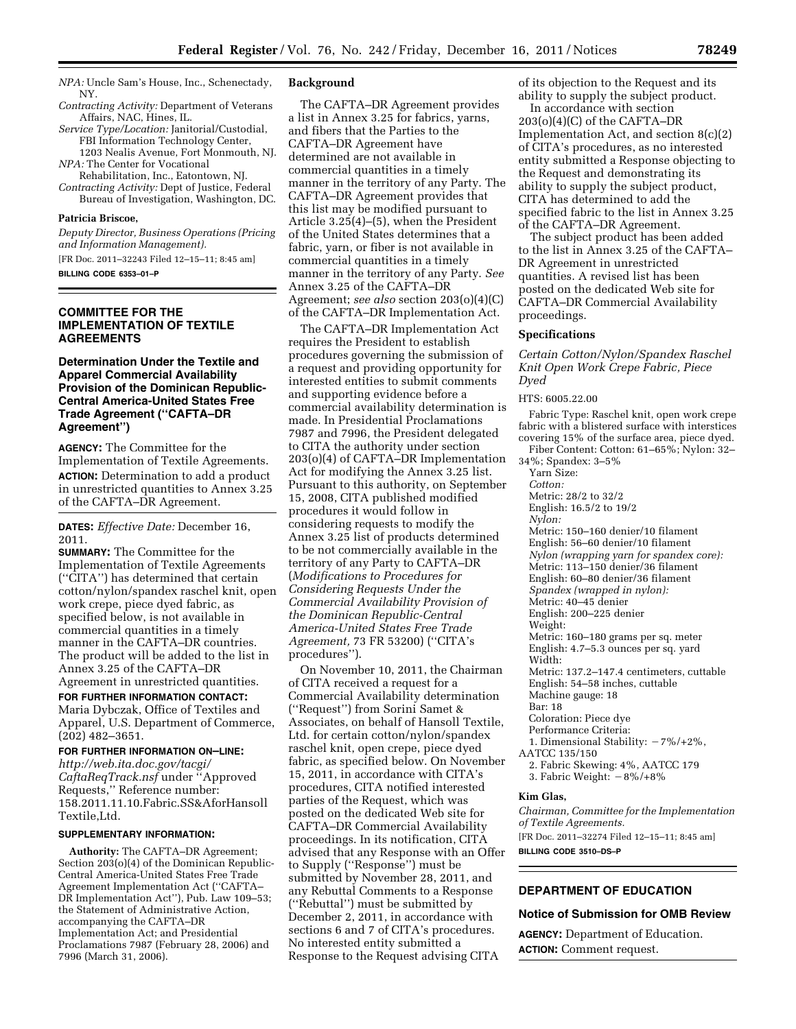*NPA:* Uncle Sam's House, Inc., Schenectady, NY.

*Contracting Activity:* Department of Veterans Affairs, NAC, Hines, IL.

*Service Type/Location:* Janitorial/Custodial, FBI Information Technology Center, 1203 Nealis Avenue, Fort Monmouth, NJ.

*NPA:* The Center for Vocational Rehabilitation, Inc., Eatontown, NJ.

*Contracting Activity:* Dept of Justice, Federal Bureau of Investigation, Washington, DC.

**Patricia Briscoe,**

*Deputy Director, Business Operations (Pricing and Information Management).*

[FR Doc. 2011–32243 Filed 12–15–11; 8:45 am]

**BILLING CODE 6353–01–P**

## COMMITTEE FOR THE IMPLEMENTATION OF TEXTILE AGREEMENTS

### Determination Under the Textile and Apparel Commercial Availability Provision of the Dominican Republic-Central America-United States Free Trade Agreement (''CAFTA–DR Agreement'')

**AGENCY:** The Committee for the Implementation of Textile Agreements.

**ACTION:** Determination to add a product in unrestricted quantities to Annex 3.25 of the CAFTA–DR Agreement.

**DATES:** *Effective Date:* December 16, 2011.

**SUMMARY:** The Committee for the Implementation of Textile Agreements (''CITA'') has determined that certain cotton/nylon/spandex raschel knit, open work crepe, piece dyed fabric, as specified below, is not available in commercial quantities in a timely manner in the CAFTA–DR countries. The product will be added to the list in Annex 3.25 of the CAFTA–DR Agreement in unrestricted quantities.

**FOR FURTHER INFORMATION CONTACT:** Maria Dybczak, Office of Textiles and Apparel, U.S. Department of Commerce, (202) 482–3651.

**FOR FURTHER INFORMATION ON–LINE:** *http://web.ita.doc.gov/tacgi/CaftaReqTrack.nsf* under ''Approved Requests,'' Reference number: 158.2011.11.10.Fabric.SS&AforHansoll Textile,Ltd.

**SUPPLEMENTARY INFORMATION:**

**Authority:** The CAFTA–DR Agreement; Section 203(o)(4) of the Dominican Republic-Central America-United States Free Trade Agreement Implementation Act (''CAFTA–DR Implementation Act''), Pub. Law 109–53; the Statement of Administrative Action, accompanying the CAFTA–DR Implementation Act; and Presidential Proclamations 7987 (February 28, 2006) and 7996 (March 31, 2006).

#### Background

The CAFTA–DR Agreement provides a list in Annex 3.25 for fabrics, yarns, and fibers that the Parties to the CAFTA–DR Agreement have determined are not available in commercial quantities in a timely manner in the territory of any Party. The CAFTA–DR Agreement provides that this list may be modified pursuant to Article 3.25(4)–(5), when the President of the United States determines that a fabric, yarn, or fiber is not available in commercial quantities in a timely manner in the territory of any Party. *See* Annex 3.25 of the CAFTA–DR Agreement; *see also* section 203(o)(4)(C) of the CAFTA–DR Implementation Act.

The CAFTA–DR Implementation Act requires the President to establish procedures governing the submission of a request and providing opportunity for interested entities to submit comments and supporting evidence before a commercial availability determination is made. In Presidential Proclamations 7987 and 7996, the President delegated to CITA the authority under section 203(o)(4) of CAFTA–DR Implementation Act for modifying the Annex 3.25 list. Pursuant to this authority, on September 15, 2008, CITA published modified procedures it would follow in considering requests to modify the Annex 3.25 list of products determined to be not commercially available in the territory of any Party to CAFTA–DR (*Modifications to Procedures for Considering Requests Under the Commercial Availability Provision of the Dominican Republic-Central America-United States Free Trade Agreement,* 73 FR 53200) (''CITA's procedures'').

On November 10, 2011, the Chairman of CITA received a request for a Commercial Availability determination (''Request'') from Sorini Samet & Associates, on behalf of Hansoll Textile, Ltd. for certain cotton/nylon/spandex raschel knit, open crepe, piece dyed fabric, as specified below. On November 15, 2011, in accordance with CITA's procedures, CITA notified interested parties of the Request, which was posted on the dedicated Web site for CAFTA–DR Commercial Availability proceedings. In its notification, CITA advised that any Response with an Offer to Supply (''Response'') must be submitted by November 28, 2011, and any Rebuttal Comments to a Response (''Rebuttal'') must be submitted by December 2, 2011, in accordance with sections 6 and 7 of CITA's procedures. No interested entity submitted a Response to the Request advising CITA of its objection to the Request and its ability to supply the subject product.

In accordance with section 203(o)(4)(C) of the CAFTA–DR Implementation Act, and section 8(c)(2) of CITA's procedures, as no interested entity submitted a Response objecting to the Request and demonstrating its ability to supply the subject product, CITA has determined to add the specified fabric to the list in Annex 3.25 of the CAFTA–DR Agreement.

The subject product has been added to the list in Annex 3.25 of the CAFTA–DR Agreement in unrestricted quantities. A revised list has been posted on the dedicated Web site for CAFTA–DR Commercial Availability proceedings.

#### Specifications

*Certain Cotton/Nylon/Spandex Raschel Knit Open Work Crepe Fabric, Piece Dyed*

HTS: 6005.22.00

Fabric Type: Raschel knit, open work crepe fabric with a blistered surface with interstices covering 15% of the surface area, piece dyed.

Fiber Content: Cotton: 61–65%; Nylon: 32–34%; Spandex: 3–5%

Yarn Size:

*Cotton:*

Metric: 28/2 to 32/2

English: 16.5/2 to 19/2

*Nylon:*

Metric: 150–160 denier/10 filament

English: 56–60 denier/10 filament

*Nylon (wrapping yarn for spandex core):*

Metric: 113–150 denier/36 filament

English: 60–80 denier/36 filament

*Spandex (wrapped in nylon):*

Metric: 40–45 denier

English: 200–225 denier

Weight:

Metric: 160–180 grams per sq. meter

English: 4.7–5.3 ounces per sq. yard

Width:

Metric: 137.2–147.4 centimeters, cuttable

English: 54–58 inches, cuttable

Machine gauge: 18

Bar: 18

Coloration: Piece dye

Performance Criteria:

1. Dimensional Stability: −7%/+2%, AATCC 135/150
2. Fabric Skewing: 4%, AATCC 179
3. Fabric Weight: −8%/+8%

**Kim Glas,**

*Chairman, Committee for the Implementation of Textile Agreements.*

[FR Doc. 2011–32274 Filed 12–15–11; 8:45 am]

**BILLING CODE 3510–DS–P**

## DEPARTMENT OF EDUCATION

### Notice of Submission for OMB Review

**AGENCY:** Department of Education.

**ACTION:** Comment request.